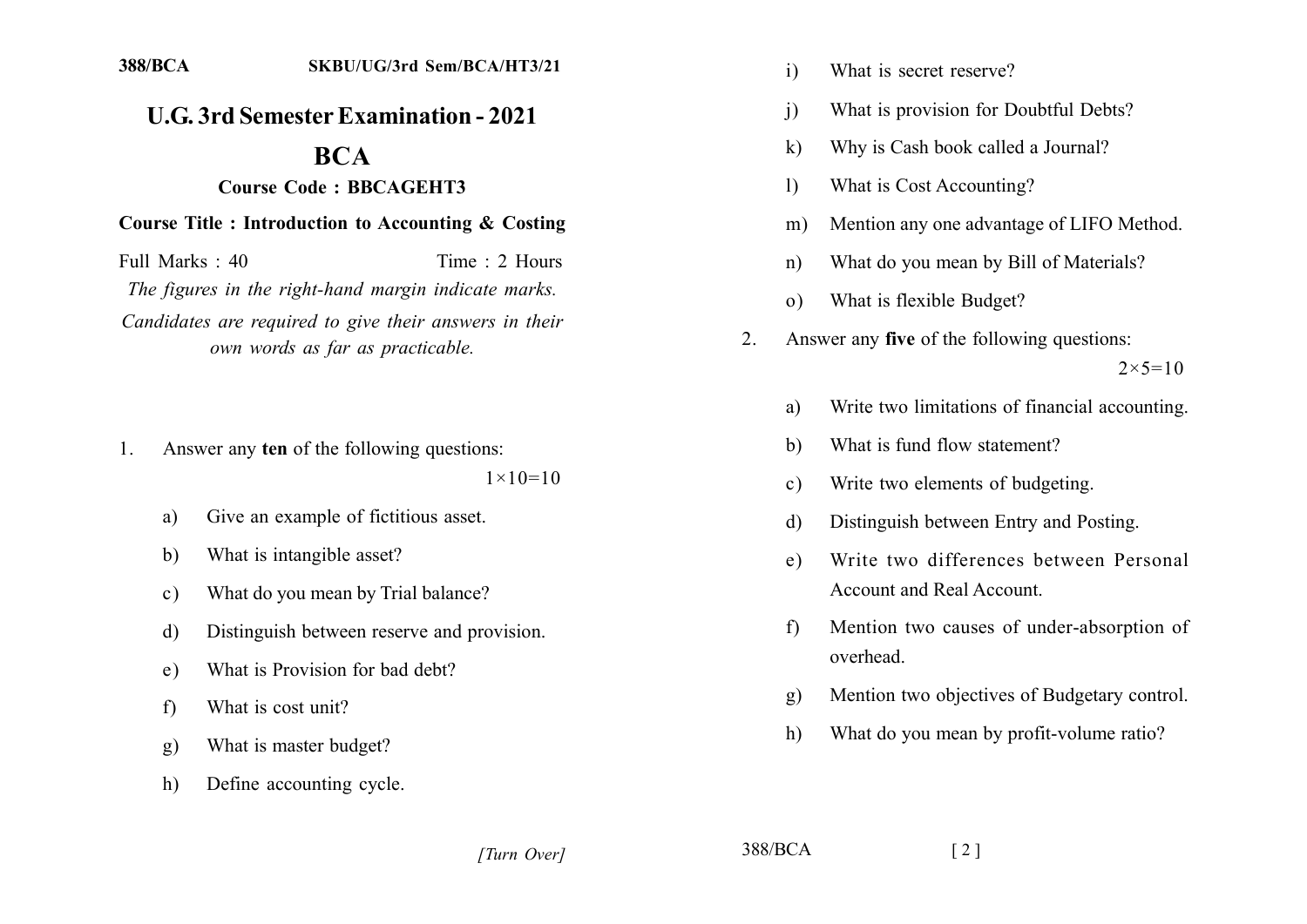388/BCA SKBU/UG/3rd Sem/BCA/HT3/21

# U.G. 3rd Semester Examination - 2021

## BCA

### Course Code : BBCAGEHT3

**Course Title : Introduction to Accounting & Costing**

Full Marks : 40 Time : 2 Hours

*The figures in the right-hand margin indicate marks.*

*Candidates are required to give their answers in their own words as far as practicable.*

1. Answer any **ten** of the following questions: 1×10=10

   a) Give an example of fictitious asset.

   b) What is intangible asset?

   c) What do you mean by Trial balance?

   d) Distinguish between reserve and provision.

   e) What is Provision for bad debt?

   f) What is cost unit?

   g) What is master budget?

   h) Define accounting cycle.

   i) What is secret reserve?

   j) What is provision for Doubtful Debts?

   k) Why is Cash book called a Journal?

   l) What is Cost Accounting?

   m) Mention any one advantage of LIFO Method.

   n) What do you mean by Bill of Materials?

   o) What is flexible Budget?

2. Answer any **five** of the following questions: 2×5=10

   a) Write two limitations of financial accounting.

   b) What is fund flow statement?

   c) Write two elements of budgeting.

   d) Distinguish between Entry and Posting.

   e) Write two differences between Personal Account and Real Account.

   f) Mention two causes of under-absorption of overhead.

   g) Mention two objectives of Budgetary control.

   h) What do you mean by profit-volume ratio?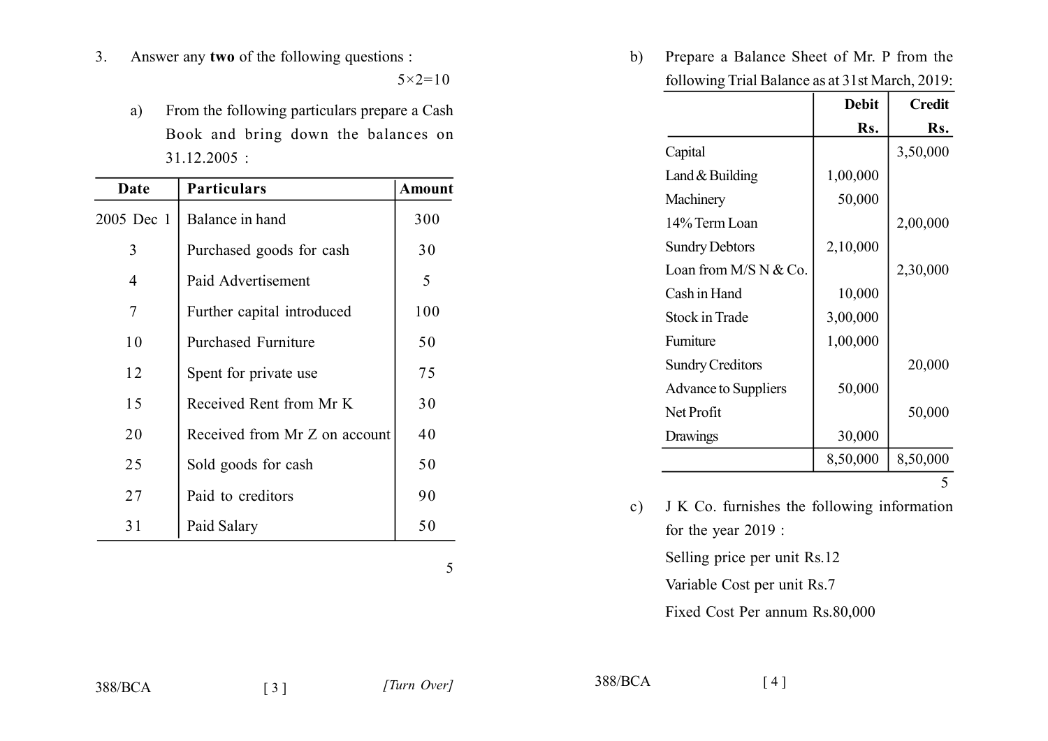3. Answer any **two** of the following questions :

5×2=10

a) From the following particulars prepare a Cash Book and bring down the balances on 31.12.2005 :

| Date | Particulars | Amount |
|---|---|---|
| 2005 Dec 1 | Balance in hand | 300 |
| 3 | Purchased goods for cash | 30 |
| 4 | Paid Advertisement | 5 |
| 7 | Further capital introduced | 100 |
| 10 | Purchased Furniture | 50 |
| 12 | Spent for private use | 75 |
| 15 | Received Rent from Mr K | 30 |
| 20 | Received from Mr Z on account | 40 |
| 25 | Sold goods for cash | 50 |
| 27 | Paid to creditors | 90 |
| 31 | Paid Salary | 50 |

5

b) Prepare a Balance Sheet of Mr. P from the following Trial Balance as at 31st March, 2019:

| | Debit Rs. | Credit Rs. |
|---|---|---|
| Capital | | 3,50,000 |
| Land & Building | 1,00,000 | |
| Machinery | 50,000 | |
| 14% Term Loan | | 2,00,000 |
| Sundry Debtors | 2,10,000 | |
| Loan from M/S N & Co. | | 2,30,000 |
| Cash in Hand | 10,000 | |
| Stock in Trade | 3,00,000 | |
| Furniture | 1,00,000 | |
| Sundry Creditors | | 20,000 |
| Advance to Suppliers | 50,000 | |
| Net Profit | | 50,000 |
| Drawings | 30,000 | |
| | 8,50,000 | 8,50,000 |

5

c) J K Co. furnishes the following information for the year 2019 :

Selling price per unit Rs.12

Variable Cost per unit Rs.7

Fixed Cost Per annum Rs.80,000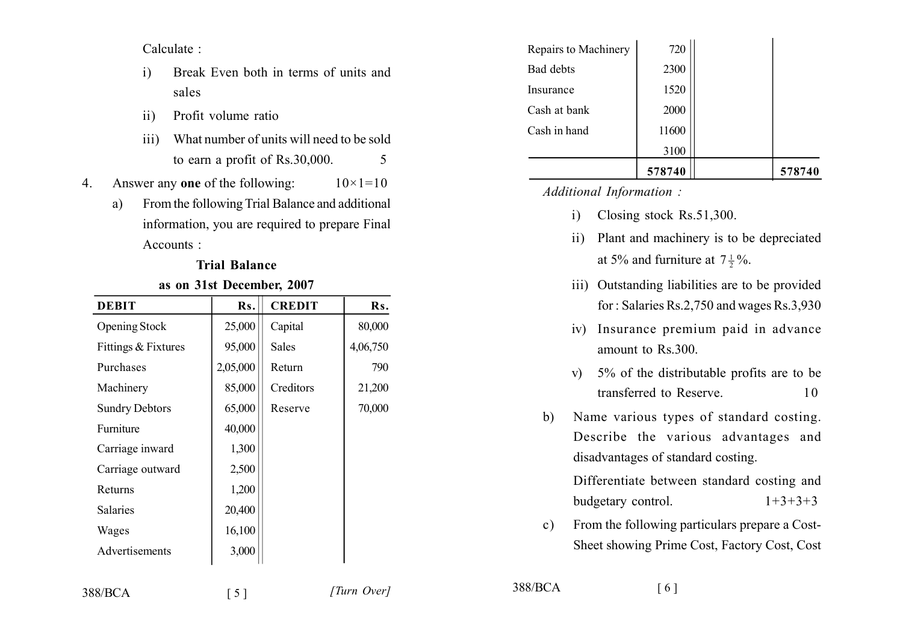Calculate :

i) Break Even both in terms of units and sales

ii) Profit volume ratio

iii) What number of units will need to be sold to earn a profit of Rs.30,000. 5

4. Answer any **one** of the following: 10×1=10

a) From the following Trial Balance and additional information, you are required to prepare Final Accounts :

**Trial Balance**
**as on 31st December, 2007**

| DEBIT | Rs. | CREDIT | Rs. |
|---|---|---|---|
| Opening Stock | 25,000 | Capital | 80,000 |
| Fittings & Fixtures | 95,000 | Sales | 4,06,750 |
| Purchases | 2,05,000 | Return | 790 |
| Machinery | 85,000 | Creditors | 21,200 |
| Sundry Debtors | 65,000 | Reserve | 70,000 |
| Furniture | 40,000 | | |
| Carriage inward | 1,300 | | |
| Carriage outward | 2,500 | | |
| Returns | 1,200 | | |
| Salaries | 20,400 | | |
| Wages | 16,100 | | |
| Advertisements | 3,000 | | |
| Repairs to Machinery | 720 | | |
| Bad debts | 2300 | | |
| Insurance | 1520 | | |
| Cash at bank | 2000 | | |
| Cash in hand | 11600 | | |
| | 3100 | | |
| | **578740** | | **578740** |

*Additional Information :*

i) Closing stock Rs.51,300.

ii) Plant and machinery is to be depreciated at 5% and furniture at $7\frac{1}{2}$%.

iii) Outstanding liabilities are to be provided for : Salaries Rs.2,750 and wages Rs.3,930

iv) Insurance premium paid in advance amount to Rs.300.

v) 5% of the distributable profits are to be transferred to Reserve. 10

b) Name various types of standard costing. Describe the various advantages and disadvantages of standard costing.

Differentiate between standard costing and budgetary control. 1+3+3+3

c) From the following particulars prepare a Cost-Sheet showing Prime Cost, Factory Cost, Cost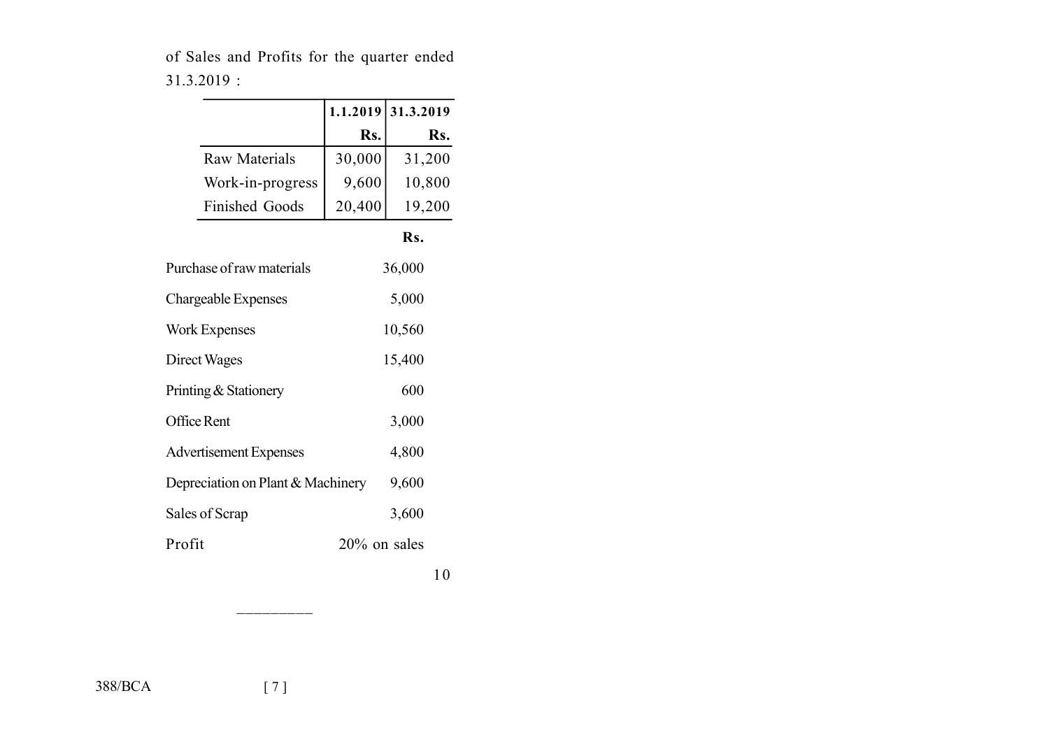of Sales and Profits for the quarter ended 31.3.2019 :

| | 1.1.2019 | 31.3.2019 |
|---|---|---|
| | Rs. | Rs. |
| Raw Materials | 30,000 | 31,200 |
| Work-in-progress | 9,600 | 10,800 |
| Finished Goods | 20,400 | 19,200 |

| | Rs. |
|---|---|
| Purchase of raw materials | 36,000 |
| Chargeable Expenses | 5,000 |
| Work Expenses | 10,560 |
| Direct Wages | 15,400 |
| Printing & Stationery | 600 |
| Office Rent | 3,000 |
| Advertisement Expenses | 4,800 |
| Depreciation on Plant & Machinery | 9,600 |
| Sales of Scrap | 3,600 |
| Profit | 20% on sales |

10

———————